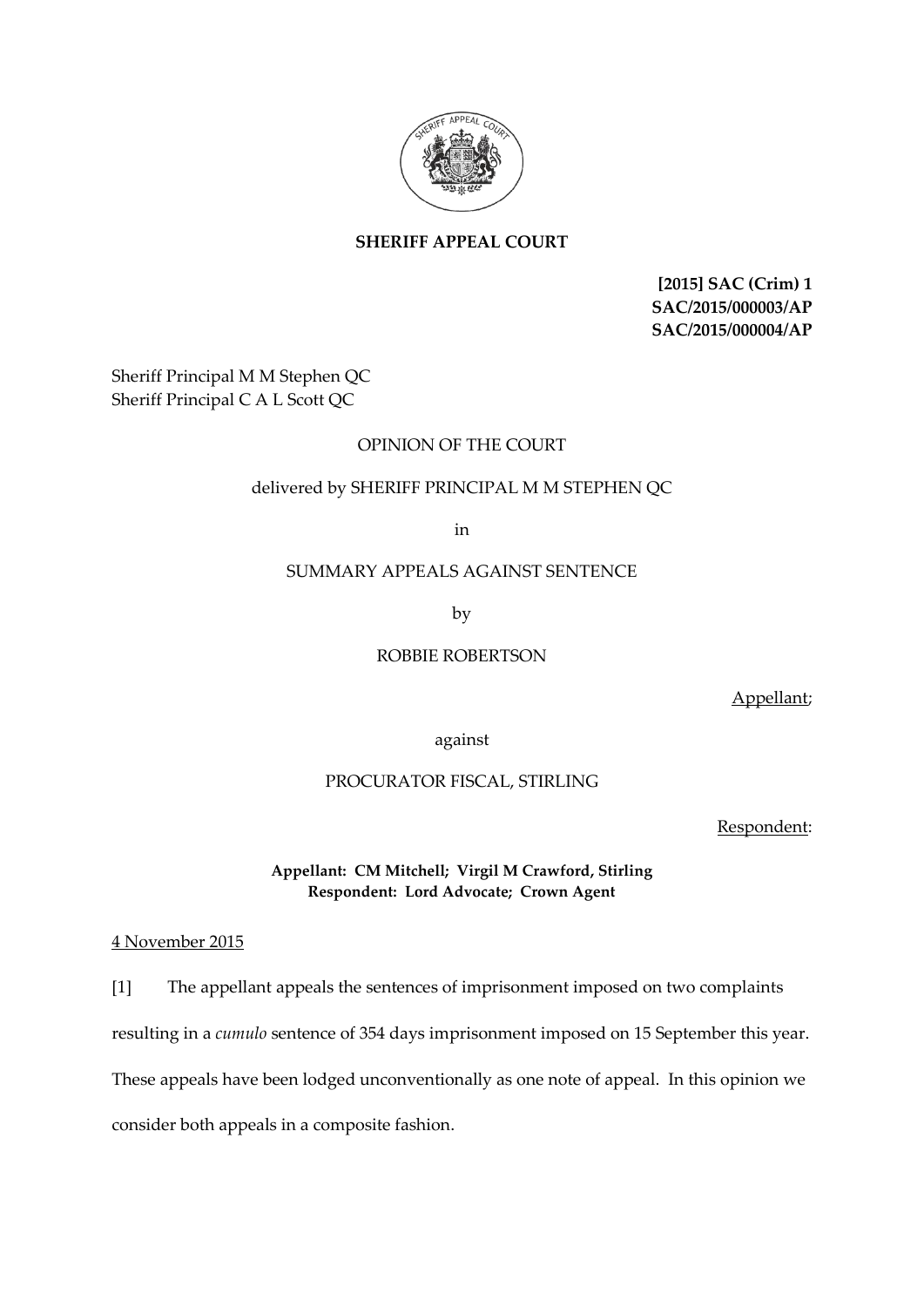**SHERIFF APPEAL COURT**

**[2015] SAC (Crim) 1**
**SAC/2015/000003/AP**
**SAC/2015/000004/AP**

Sheriff Principal M M Stephen QC
Sheriff Principal C A L Scott QC

OPINION OF THE COURT

delivered by SHERIFF PRINCIPAL M M STEPHEN QC

in

SUMMARY APPEALS AGAINST SENTENCE

by

ROBBIE ROBERTSON

Appellant;

against

PROCURATOR FISCAL, STIRLING

Respondent:

**Appellant: CM Mitchell; Virgil M Crawford, Stirling**
**Respondent: Lord Advocate; Crown Agent**

4 November 2015

[1] The appellant appeals the sentences of imprisonment imposed on two complaints resulting in a *cumulo* sentence of 354 days imprisonment imposed on 15 September this year. These appeals have been lodged unconventionally as one note of appeal. In this opinion we consider both appeals in a composite fashion.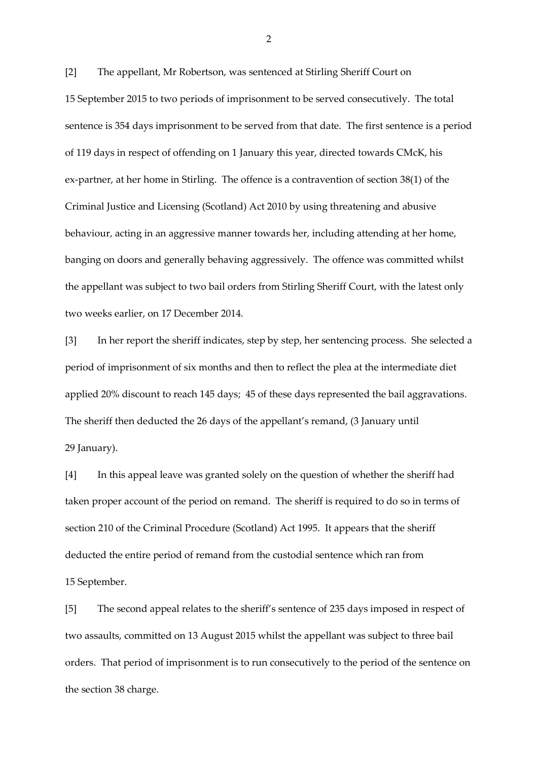[2] The appellant, Mr Robertson, was sentenced at Stirling Sheriff Court on 15 September 2015 to two periods of imprisonment to be served consecutively. The total sentence is 354 days imprisonment to be served from that date. The first sentence is a period of 119 days in respect of offending on 1 January this year, directed towards CMcK, his ex-partner, at her home in Stirling. The offence is a contravention of section 38(1) of the Criminal Justice and Licensing (Scotland) Act 2010 by using threatening and abusive behaviour, acting in an aggressive manner towards her, including attending at her home, banging on doors and generally behaving aggressively. The offence was committed whilst the appellant was subject to two bail orders from Stirling Sheriff Court, with the latest only two weeks earlier, on 17 December 2014.

[3] In her report the sheriff indicates, step by step, her sentencing process. She selected a period of imprisonment of six months and then to reflect the plea at the intermediate diet applied 20% discount to reach 145 days; 45 of these days represented the bail aggravations. The sheriff then deducted the 26 days of the appellant's remand, (3 January until 29 January).

[4] In this appeal leave was granted solely on the question of whether the sheriff had taken proper account of the period on remand. The sheriff is required to do so in terms of section 210 of the Criminal Procedure (Scotland) Act 1995. It appears that the sheriff deducted the entire period of remand from the custodial sentence which ran from 15 September.

[5] The second appeal relates to the sheriff's sentence of 235 days imposed in respect of two assaults, committed on 13 August 2015 whilst the appellant was subject to three bail orders. That period of imprisonment is to run consecutively to the period of the sentence on the section 38 charge.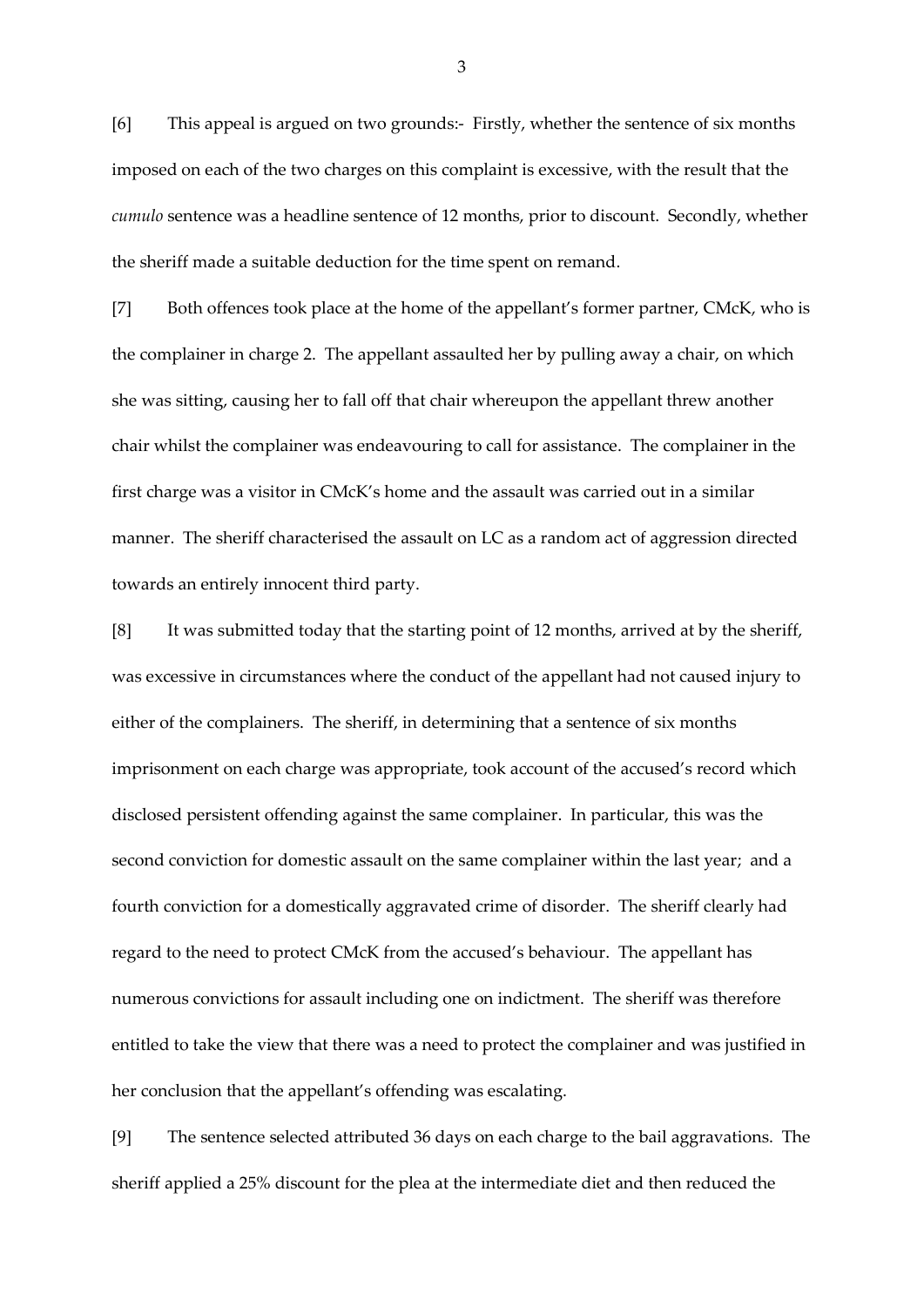[6] This appeal is argued on two grounds:- Firstly, whether the sentence of six months imposed on each of the two charges on this complaint is excessive, with the result that the *cumulo* sentence was a headline sentence of 12 months, prior to discount. Secondly, whether the sheriff made a suitable deduction for the time spent on remand.

[7] Both offences took place at the home of the appellant's former partner, CMcK, who is the complainer in charge 2. The appellant assaulted her by pulling away a chair, on which she was sitting, causing her to fall off that chair whereupon the appellant threw another chair whilst the complainer was endeavouring to call for assistance. The complainer in the first charge was a visitor in CMcK's home and the assault was carried out in a similar manner. The sheriff characterised the assault on LC as a random act of aggression directed towards an entirely innocent third party.

[8] It was submitted today that the starting point of 12 months, arrived at by the sheriff, was excessive in circumstances where the conduct of the appellant had not caused injury to either of the complainers. The sheriff, in determining that a sentence of six months imprisonment on each charge was appropriate, took account of the accused's record which disclosed persistent offending against the same complainer. In particular, this was the second conviction for domestic assault on the same complainer within the last year; and a fourth conviction for a domestically aggravated crime of disorder. The sheriff clearly had regard to the need to protect CMcK from the accused's behaviour. The appellant has numerous convictions for assault including one on indictment. The sheriff was therefore entitled to take the view that there was a need to protect the complainer and was justified in her conclusion that the appellant's offending was escalating.

[9] The sentence selected attributed 36 days on each charge to the bail aggravations. The sheriff applied a 25% discount for the plea at the intermediate diet and then reduced the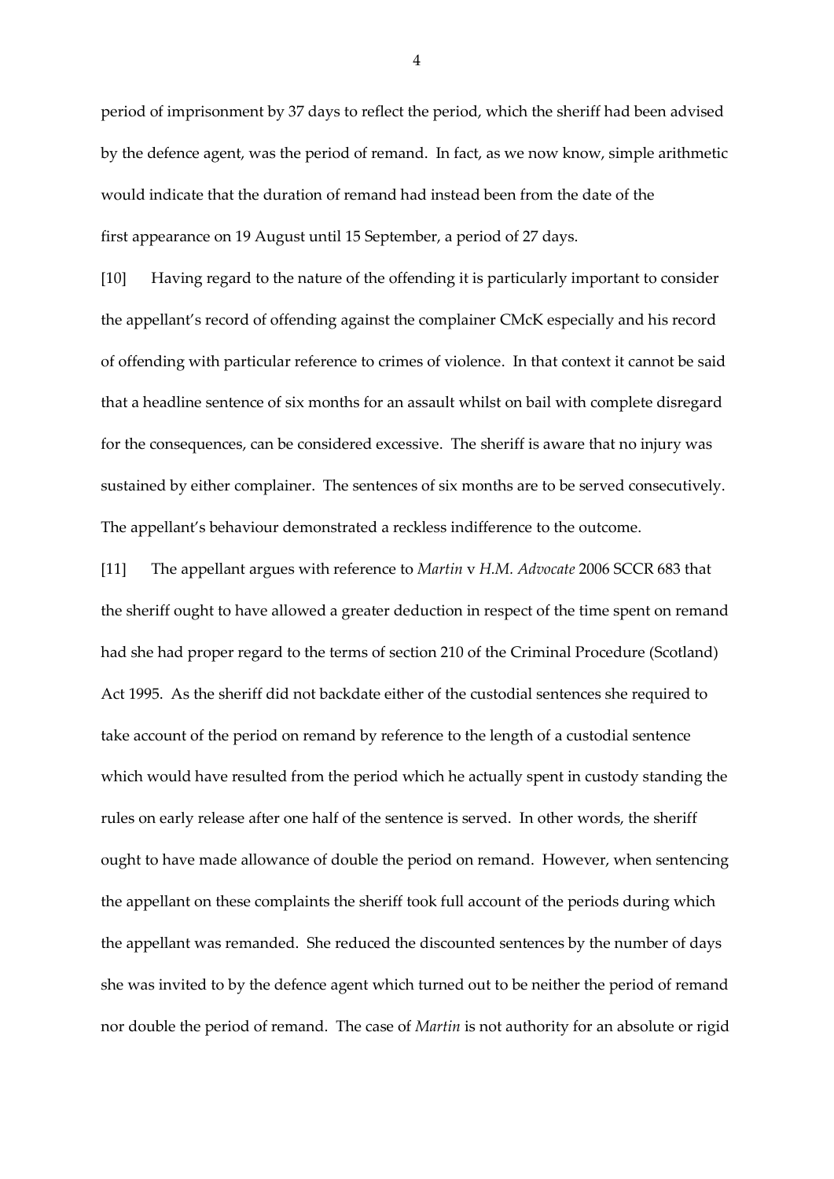period of imprisonment by 37 days to reflect the period, which the sheriff had been advised by the defence agent, was the period of remand. In fact, as we now know, simple arithmetic would indicate that the duration of remand had instead been from the date of the first appearance on 19 August until 15 September, a period of 27 days.

[10] Having regard to the nature of the offending it is particularly important to consider the appellant's record of offending against the complainer CMcK especially and his record of offending with particular reference to crimes of violence. In that context it cannot be said that a headline sentence of six months for an assault whilst on bail with complete disregard for the consequences, can be considered excessive. The sheriff is aware that no injury was sustained by either complainer. The sentences of six months are to be served consecutively. The appellant's behaviour demonstrated a reckless indifference to the outcome.

[11] The appellant argues with reference to *Martin* v *H.M. Advocate* 2006 SCCR 683 that the sheriff ought to have allowed a greater deduction in respect of the time spent on remand had she had proper regard to the terms of section 210 of the Criminal Procedure (Scotland) Act 1995. As the sheriff did not backdate either of the custodial sentences she required to take account of the period on remand by reference to the length of a custodial sentence which would have resulted from the period which he actually spent in custody standing the rules on early release after one half of the sentence is served. In other words, the sheriff ought to have made allowance of double the period on remand. However, when sentencing the appellant on these complaints the sheriff took full account of the periods during which the appellant was remanded. She reduced the discounted sentences by the number of days she was invited to by the defence agent which turned out to be neither the period of remand nor double the period of remand. The case of *Martin* is not authority for an absolute or rigid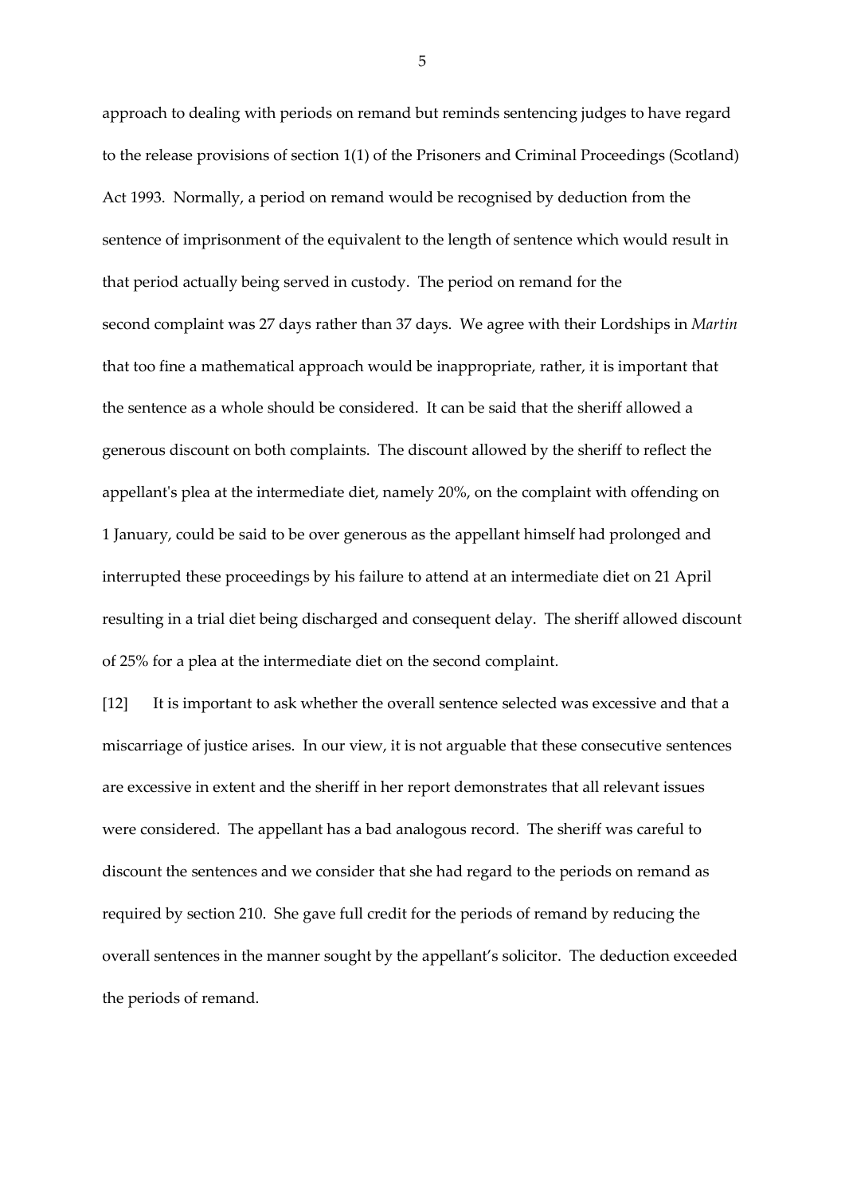approach to dealing with periods on remand but reminds sentencing judges to have regard to the release provisions of section 1(1) of the Prisoners and Criminal Proceedings (Scotland) Act 1993. Normally, a period on remand would be recognised by deduction from the sentence of imprisonment of the equivalent to the length of sentence which would result in that period actually being served in custody. The period on remand for the second complaint was 27 days rather than 37 days. We agree with their Lordships in *Martin* that too fine a mathematical approach would be inappropriate, rather, it is important that the sentence as a whole should be considered. It can be said that the sheriff allowed a generous discount on both complaints. The discount allowed by the sheriff to reflect the appellant's plea at the intermediate diet, namely 20%, on the complaint with offending on 1 January, could be said to be over generous as the appellant himself had prolonged and interrupted these proceedings by his failure to attend at an intermediate diet on 21 April resulting in a trial diet being discharged and consequent delay. The sheriff allowed discount of 25% for a plea at the intermediate diet on the second complaint.

[12] It is important to ask whether the overall sentence selected was excessive and that a miscarriage of justice arises. In our view, it is not arguable that these consecutive sentences are excessive in extent and the sheriff in her report demonstrates that all relevant issues were considered. The appellant has a bad analogous record. The sheriff was careful to discount the sentences and we consider that she had regard to the periods on remand as required by section 210. She gave full credit for the periods of remand by reducing the overall sentences in the manner sought by the appellant's solicitor. The deduction exceeded the periods of remand.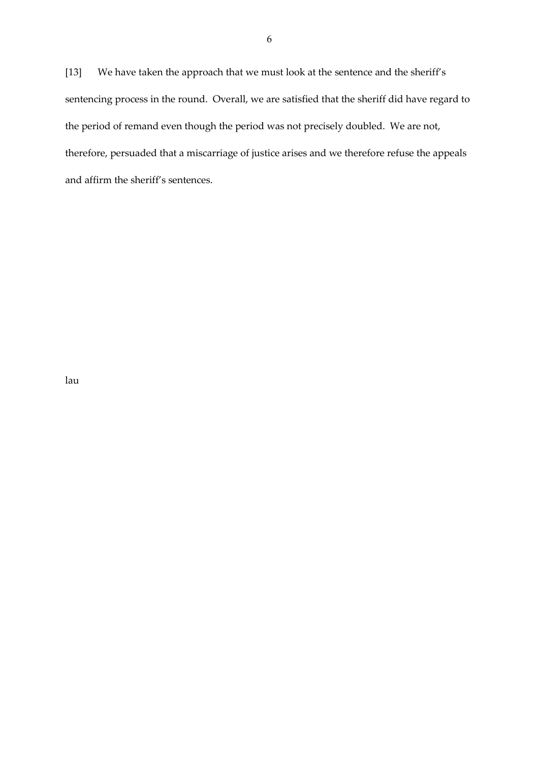[13] We have taken the approach that we must look at the sentence and the sheriff's sentencing process in the round. Overall, we are satisfied that the sheriff did have regard to the period of remand even though the period was not precisely doubled. We are not, therefore, persuaded that a miscarriage of justice arises and we therefore refuse the appeals and affirm the sheriff's sentences.

lau